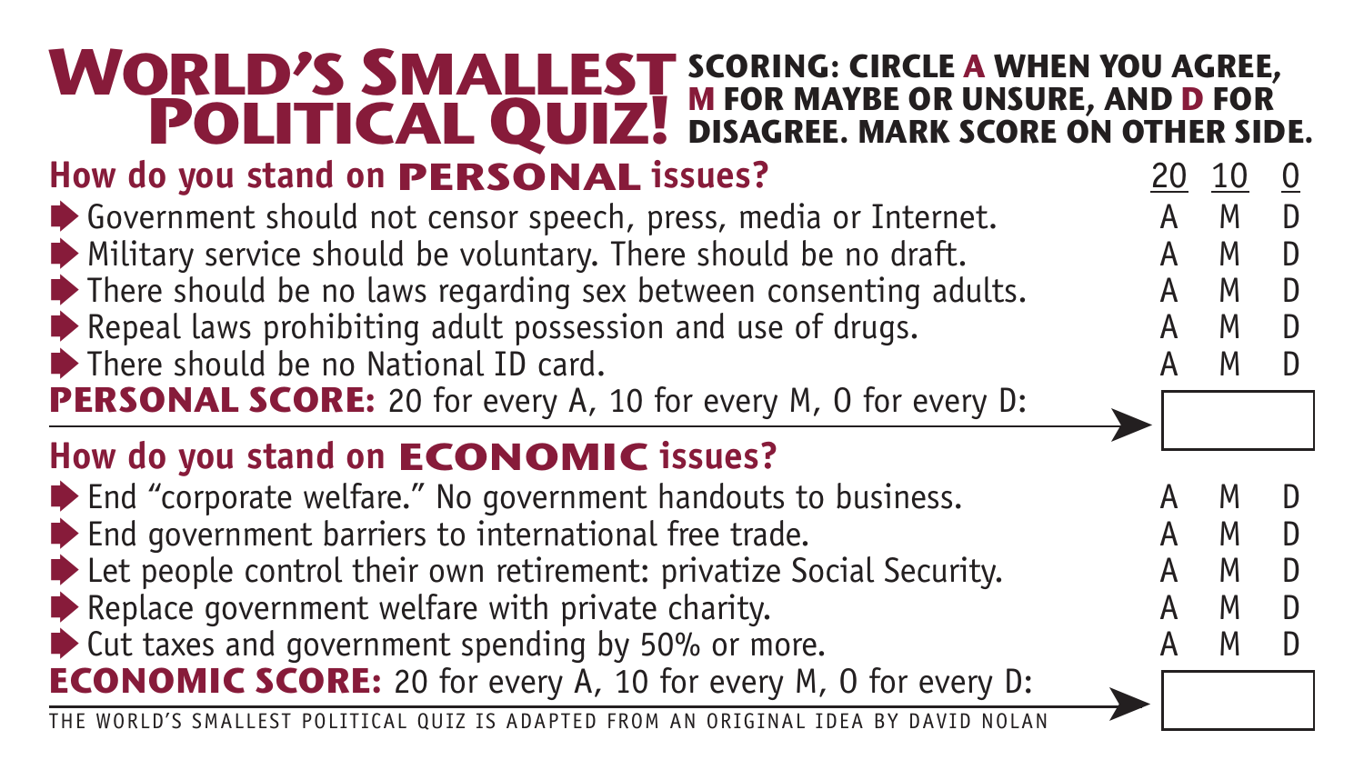# WORLD'S SMALLEST POLITICAL QUIZ!

**SCORING: CIRCLE A WHEN YOU AGREE, M FOR MAYBE OR UNSURE, AND D FOR DISAGREE. MARK SCORE ON OTHER SIDE.**

## How do you stand on PERSONAL issues?

| | 20 | 10 | 0 |
|---|---|---|---|
| Government should not censor speech, press, media or Internet. | A | M | D |
| Military service should be voluntary. There should be no draft. | A | M | D |
| There should be no laws regarding sex between consenting adults. | A | M | D |
| Repeal laws prohibiting adult possession and use of drugs. | A | M | D |
| There should be no National ID card. | A | M | D |

**PERSONAL SCORE:** 20 for every A, 10 for every M, 0 for every D: ______

## How do you stand on ECONOMIC issues?

| | 20 | 10 | 0 |
|---|---|---|---|
| End "corporate welfare." No government handouts to business. | A | M | D |
| End government barriers to international free trade. | A | M | D |
| Let people control their own retirement: privatize Social Security. | A | M | D |
| Replace government welfare with private charity. | A | M | D |
| Cut taxes and government spending by 50% or more. | A | M | D |

**ECONOMIC SCORE:** 20 for every A, 10 for every M, 0 for every D: ______

THE WORLD'S SMALLEST POLITICAL QUIZ IS ADAPTED FROM AN ORIGINAL IDEA BY DAVID NOLAN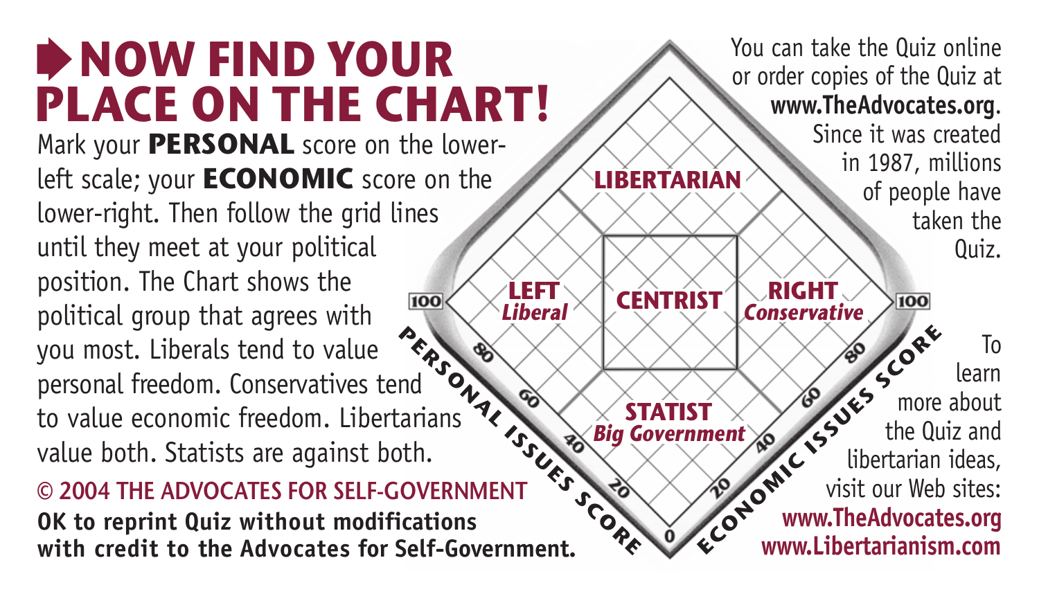# ➡ NOW FIND YOUR PLACE ON THE CHART!

Mark your **PERSONAL** score on the lower-left scale; your **ECONOMIC** score on the lower-right. Then follow the grid lines until they meet at your political position. The Chart shows the political group that agrees with you most. Liberals tend to value personal freedom. Conservatives tend to value economic freedom. Libertarians value both. Statists are against both.

© 2004 THE ADVOCATES FOR SELF-GOVERNMENT

**OK to reprint Quiz without modifications with credit to the Advocates for Self-Government.**

LIBERTARIAN

LEFT
*Liberal*

CENTRIST

RIGHT
*Conservative*

STATIST
*Big Government*

PERSONAL ISSUES SCORE

100
80
60
40
20
0

ECONOMIC ISSUES SCORE

20
40
60
80
100

You can take the Quiz online or order copies of the Quiz at **www.TheAdvocates.org**. Since it was created in 1987, millions of people have taken the Quiz.

To learn more about the Quiz and libertarian ideas, visit our Web sites:

**www.TheAdvocates.org**
**www.Libertarianism.com**